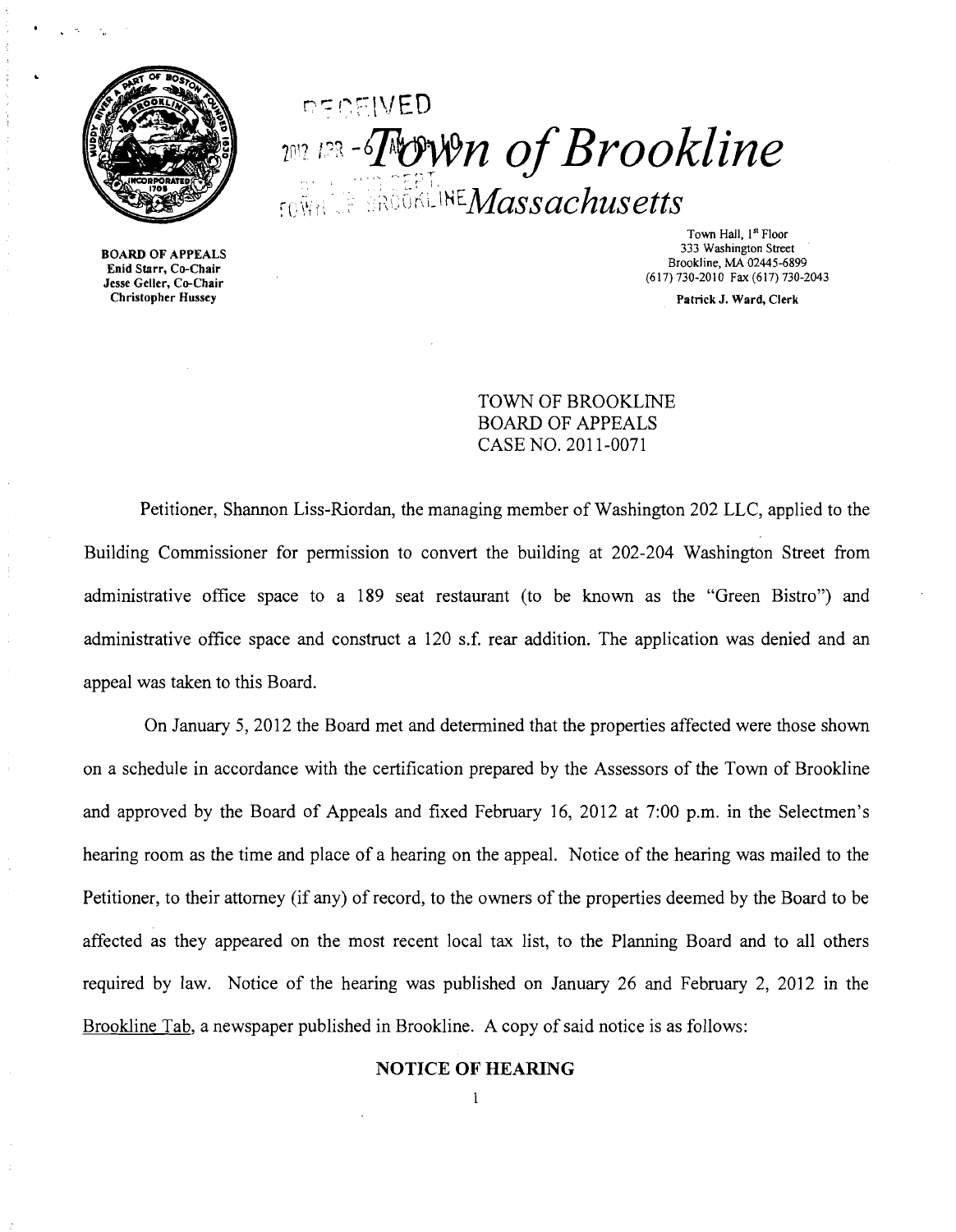# Town of Brookline

## Massachusetts

RECEIVED
2012 APR -6 AM 10:40
TOWN OF BROOKLINE

BOARD OF APPEALS
Enid Starr, Co-Chair
Jesse Geller, Co-Chair
Christopher Hussey

Town Hall, 1st Floor
333 Washington Street
Brookline, MA 02445-6899
(617) 730-2010 Fax (617) 730-2043

Patrick J. Ward, Clerk

TOWN OF BROOKLINE
BOARD OF APPEALS
CASE NO. 2011-0071

Petitioner, Shannon Liss-Riordan, the managing member of Washington 202 LLC, applied to the Building Commissioner for permission to convert the building at 202-204 Washington Street from administrative office space to a 189 seat restaurant (to be known as the "Green Bistro") and administrative office space and construct a 120 s.f. rear addition. The application was denied and an appeal was taken to this Board.

On January 5, 2012 the Board met and determined that the properties affected were those shown on a schedule in accordance with the certification prepared by the Assessors of the Town of Brookline and approved by the Board of Appeals and fixed February 16, 2012 at 7:00 p.m. in the Selectmen's hearing room as the time and place of a hearing on the appeal. Notice of the hearing was mailed to the Petitioner, to their attorney (if any) of record, to the owners of the properties deemed by the Board to be affected as they appeared on the most recent local tax list, to the Planning Board and to all others required by law. Notice of the hearing was published on January 26 and February 2, 2012 in the Brookline Tab, a newspaper published in Brookline. A copy of said notice is as follows:

**NOTICE OF HEARING**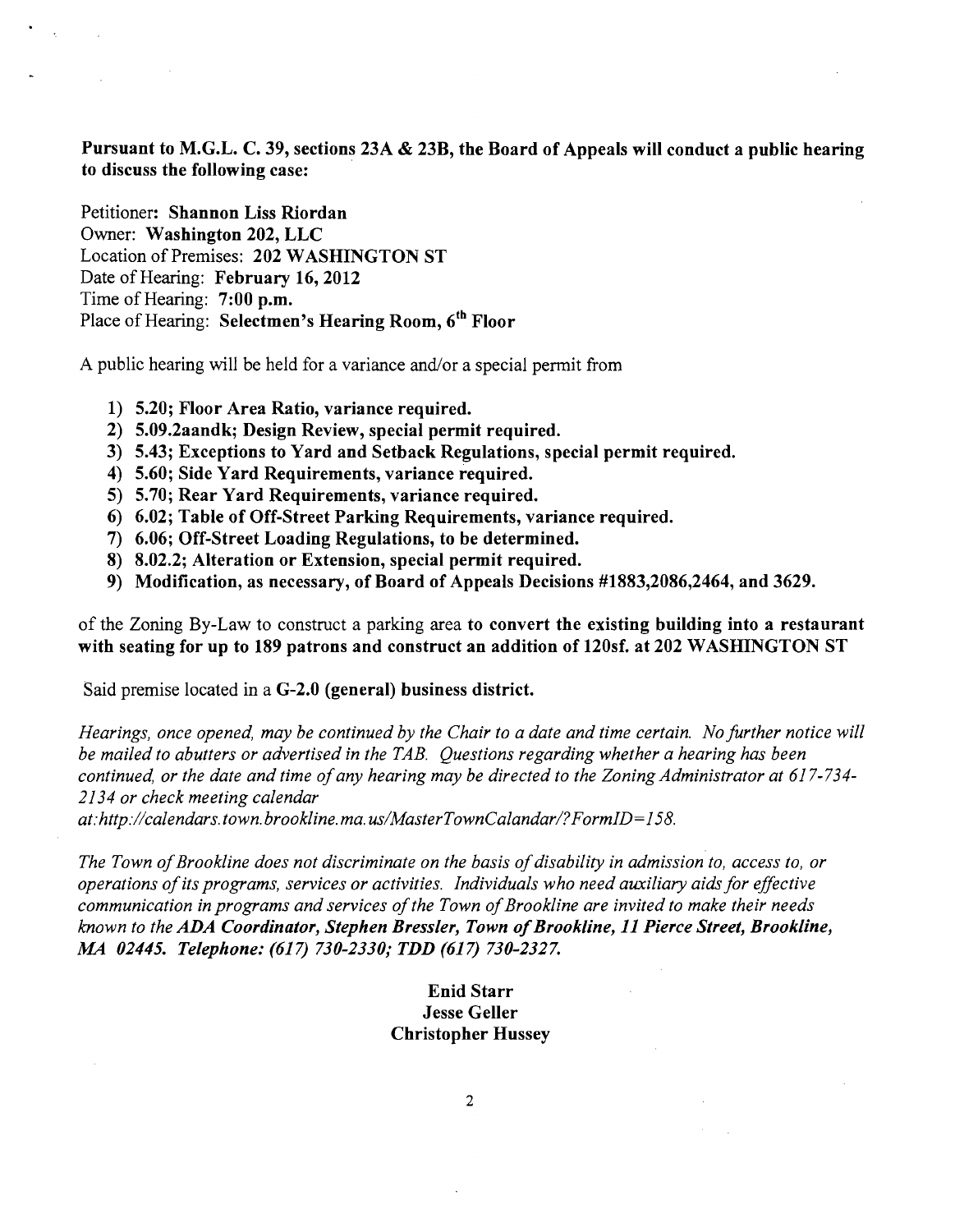**Pursuant to M.G.L. C. 39, sections 23A & 23B, the Board of Appeals will conduct a public hearing to discuss the following case:**

Petitioner: **Shannon Liss Riordan**
Owner: **Washington 202, LLC**
Location of Premises: **202 WASHINGTON ST**
Date of Hearing: **February 16, 2012**
Time of Hearing: **7:00 p.m.**
Place of Hearing: **Selectmen's Hearing Room, 6th Floor**

A public hearing will be held for a variance and/or a special permit from

1) **5.20; Floor Area Ratio, variance required.**
2) **5.09.2aandk; Design Review, special permit required.**
3) **5.43; Exceptions to Yard and Setback Regulations, special permit required.**
4) **5.60; Side Yard Requirements, variance required.**
5) **5.70; Rear Yard Requirements, variance required.**
6) **6.02; Table of Off-Street Parking Requirements, variance required.**
7) **6.06; Off-Street Loading Regulations, to be determined.**
8) **8.02.2; Alteration or Extension, special permit required.**
9) **Modification, as necessary, of Board of Appeals Decisions #1883,2086,2464, and 3629.**

of the Zoning By-Law to construct a parking area **to convert the existing building into a restaurant with seating for up to 189 patrons and construct an addition of 120sf. at 202 WASHINGTON ST**

Said premise located in a **G-2.0 (general) business district.**

*Hearings, once opened, may be continued by the Chair to a date and time certain. No further notice will be mailed to abutters or advertised in the TAB. Questions regarding whether a hearing has been continued, or the date and time of any hearing may be directed to the Zoning Administrator at 617-734-2134 or check meeting calendar at:http://calendars.town.brookline.ma.us/MasterTownCalandar/?FormID=158.*

*The Town of Brookline does not discriminate on the basis of disability in admission to, access to, or operations of its programs, services or activities. Individuals who need auxiliary aids for effective communication in programs and services of the Town of Brookline are invited to make their needs known to the* ***ADA Coordinator, Stephen Bressler, Town of Brookline, 11 Pierce Street, Brookline, MA 02445. Telephone: (617) 730-2330; TDD (617) 730-2327.***

**Enid Starr**
**Jesse Geller**
**Christopher Hussey**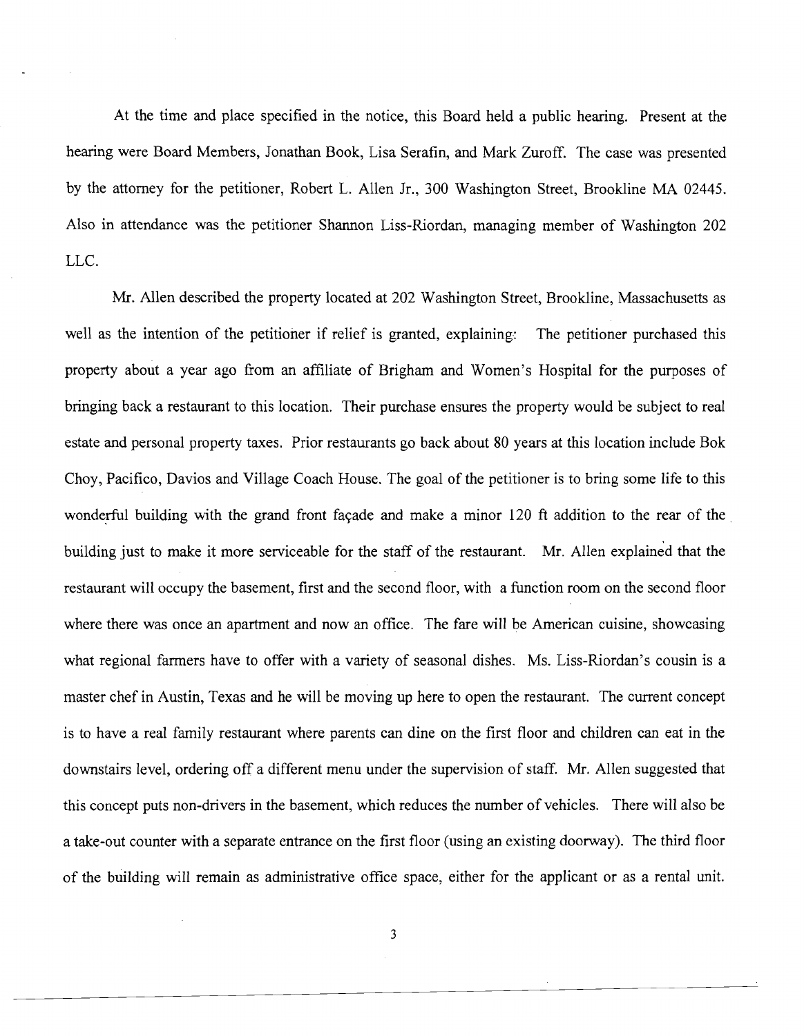At the time and place specified in the notice, this Board held a public hearing. Present at the hearing were Board Members, Jonathan Book, Lisa Serafin, and Mark Zuroff. The case was presented by the attorney for the petitioner, Robert L. Allen Jr., 300 Washington Street, Brookline MA 02445. Also in attendance was the petitioner Shannon Liss-Riordan, managing member of Washington 202 LLC.

Mr. Allen described the property located at 202 Washington Street, Brookline, Massachusetts as well as the intention of the petitioner if relief is granted, explaining: The petitioner purchased this property about a year ago from an affiliate of Brigham and Women's Hospital for the purposes of bringing back a restaurant to this location. Their purchase ensures the property would be subject to real estate and personal property taxes. Prior restaurants go back about 80 years at this location include Bok Choy, Pacifico, Davios and Village Coach House. The goal of the petitioner is to bring some life to this wonderful building with the grand front façade and make a minor 120 ft addition to the rear of the building just to make it more serviceable for the staff of the restaurant. Mr. Allen explained that the restaurant will occupy the basement, first and the second floor, with a function room on the second floor where there was once an apartment and now an office. The fare will be American cuisine, showcasing what regional farmers have to offer with a variety of seasonal dishes. Ms. Liss-Riordan's cousin is a master chef in Austin, Texas and he will be moving up here to open the restaurant. The current concept is to have a real family restaurant where parents can dine on the first floor and children can eat in the downstairs level, ordering off a different menu under the supervision of staff. Mr. Allen suggested that this concept puts non-drivers in the basement, which reduces the number of vehicles. There will also be a take-out counter with a separate entrance on the first floor (using an existing doorway). The third floor of the building will remain as administrative office space, either for the applicant or as a rental unit.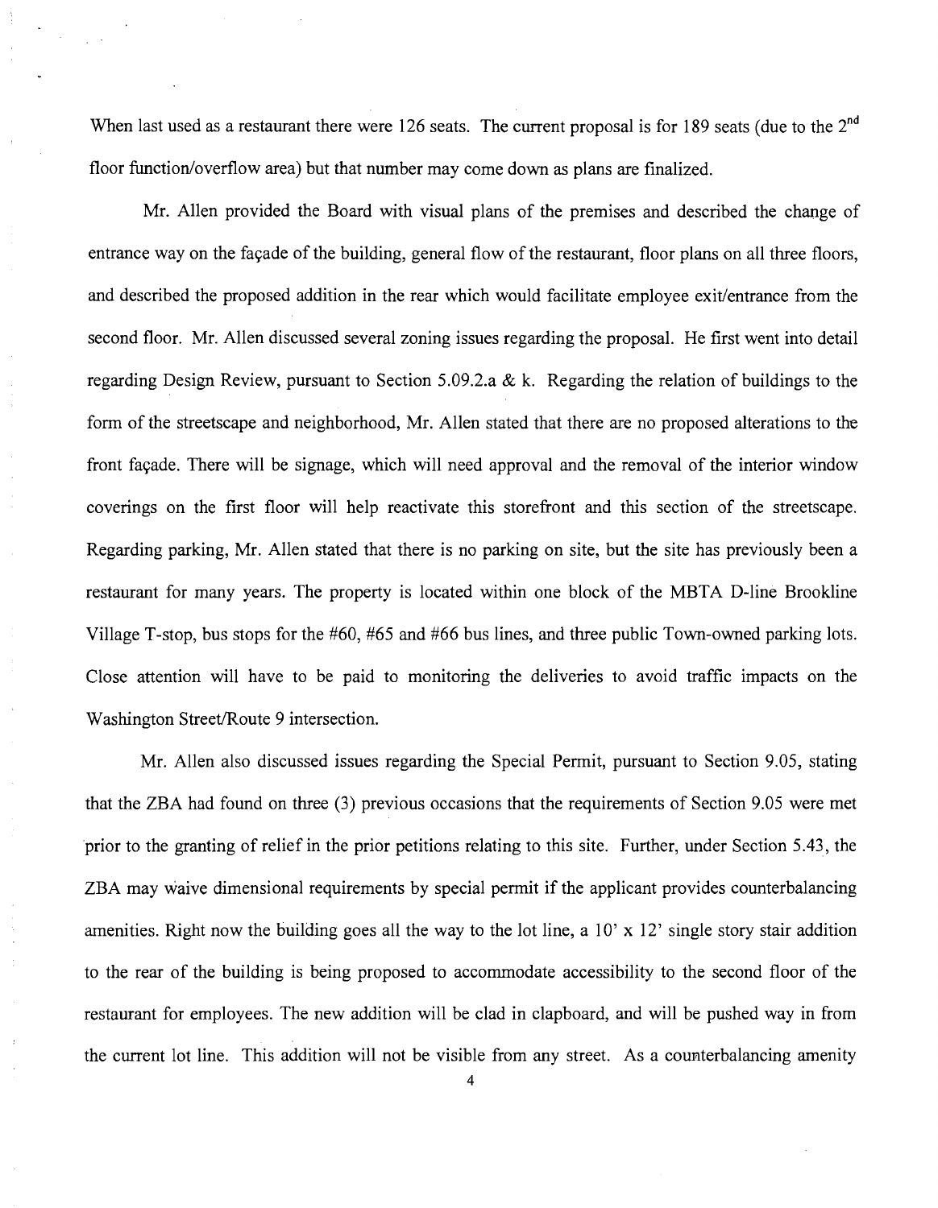When last used as a restaurant there were 126 seats. The current proposal is for 189 seats (due to the 2nd floor function/overflow area) but that number may come down as plans are finalized.

Mr. Allen provided the Board with visual plans of the premises and described the change of entrance way on the façade of the building, general flow of the restaurant, floor plans on all three floors, and described the proposed addition in the rear which would facilitate employee exit/entrance from the second floor. Mr. Allen discussed several zoning issues regarding the proposal. He first went into detail regarding Design Review, pursuant to Section 5.09.2.a & k. Regarding the relation of buildings to the form of the streetscape and neighborhood, Mr. Allen stated that there are no proposed alterations to the front façade. There will be signage, which will need approval and the removal of the interior window coverings on the first floor will help reactivate this storefront and this section of the streetscape. Regarding parking, Mr. Allen stated that there is no parking on site, but the site has previously been a restaurant for many years. The property is located within one block of the MBTA D-line Brookline Village T-stop, bus stops for the #60, #65 and #66 bus lines, and three public Town-owned parking lots. Close attention will have to be paid to monitoring the deliveries to avoid traffic impacts on the Washington Street/Route 9 intersection.

Mr. Allen also discussed issues regarding the Special Permit, pursuant to Section 9.05, stating that the ZBA had found on three (3) previous occasions that the requirements of Section 9.05 were met prior to the granting of relief in the prior petitions relating to this site. Further, under Section 5.43, the ZBA may waive dimensional requirements by special permit if the applicant provides counterbalancing amenities. Right now the building goes all the way to the lot line, a 10' x 12' single story stair addition to the rear of the building is being proposed to accommodate accessibility to the second floor of the restaurant for employees. The new addition will be clad in clapboard, and will be pushed way in from the current lot line. This addition will not be visible from any street. As a counterbalancing amenity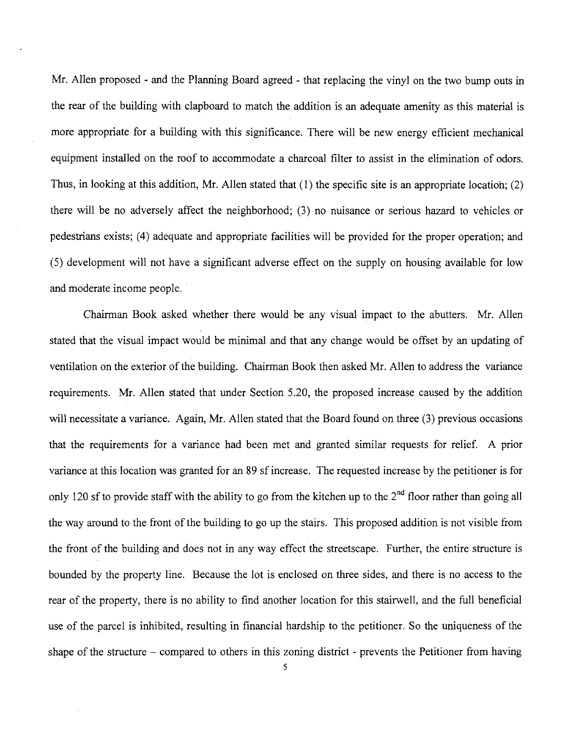Mr. Allen proposed - and the Planning Board agreed - that replacing the vinyl on the two bump outs in the rear of the building with clapboard to match the addition is an adequate amenity as this material is more appropriate for a building with this significance. There will be new energy efficient mechanical equipment installed on the roof to accommodate a charcoal filter to assist in the elimination of odors. Thus, in looking at this addition, Mr. Allen stated that (1) the specific site is an appropriate location; (2) there will be no adversely affect the neighborhood; (3) no nuisance or serious hazard to vehicles or pedestrians exists; (4) adequate and appropriate facilities will be provided for the proper operation; and (5) development will not have a significant adverse effect on the supply on housing available for low and moderate income people.

Chairman Book asked whether there would be any visual impact to the abutters. Mr. Allen stated that the visual impact would be minimal and that any change would be offset by an updating of ventilation on the exterior of the building. Chairman Book then asked Mr. Allen to address the variance requirements. Mr. Allen stated that under Section 5.20, the proposed increase caused by the addition will necessitate a variance. Again, Mr. Allen stated that the Board found on three (3) previous occasions that the requirements for a variance had been met and granted similar requests for relief. A prior variance at this location was granted for an 89 sf increase. The requested increase by the petitioner is for only 120 sf to provide staff with the ability to go from the kitchen up to the 2nd floor rather than going all the way around to the front of the building to go up the stairs. This proposed addition is not visible from the front of the building and does not in any way effect the streetscape. Further, the entire structure is bounded by the property line. Because the lot is enclosed on three sides, and there is no access to the rear of the property, there is no ability to find another location for this stairwell, and the full beneficial use of the parcel is inhibited, resulting in financial hardship to the petitioner. So the uniqueness of the shape of the structure – compared to others in this zoning district - prevents the Petitioner from having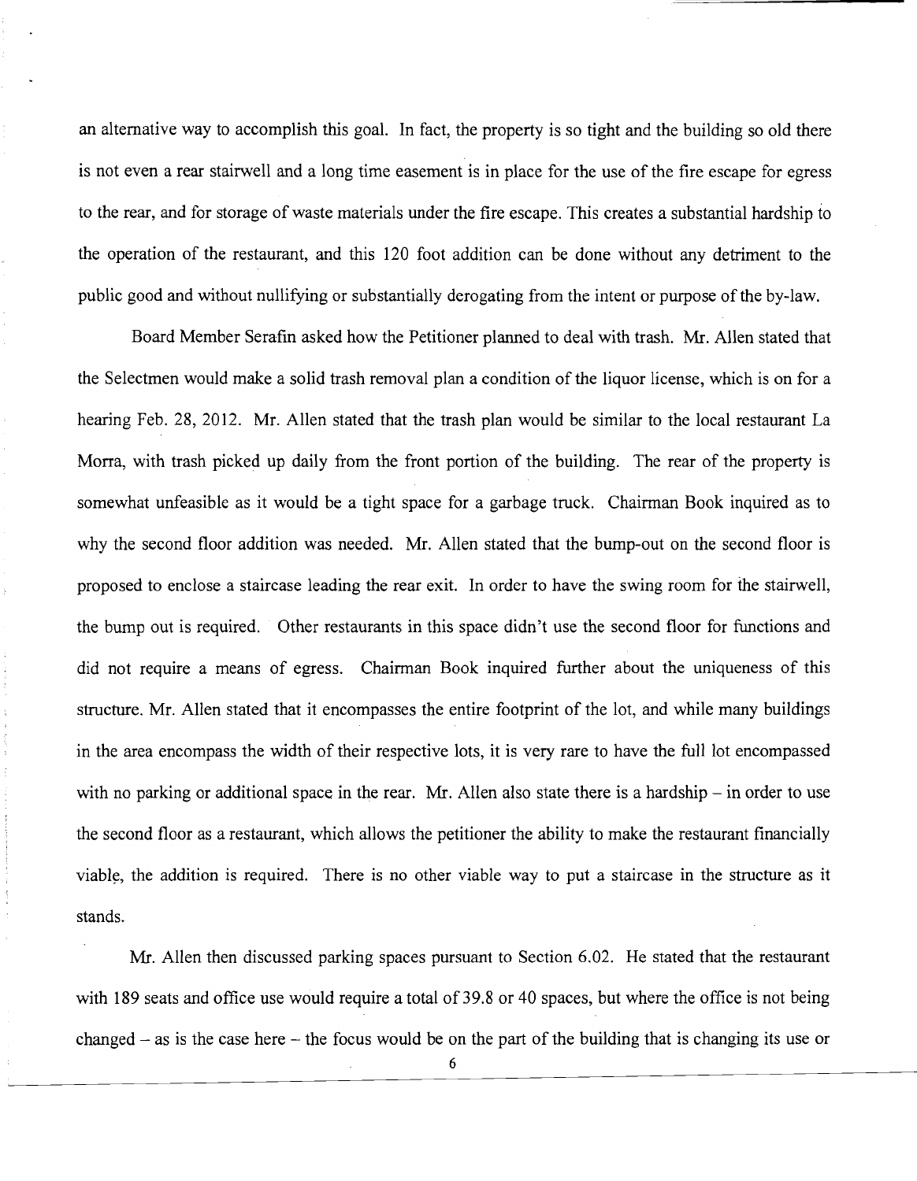an alternative way to accomplish this goal. In fact, the property is so tight and the building so old there is not even a rear stairwell and a long time easement is in place for the use of the fire escape for egress to the rear, and for storage of waste materials under the fire escape. This creates a substantial hardship to the operation of the restaurant, and this 120 foot addition can be done without any detriment to the public good and without nullifying or substantially derogating from the intent or purpose of the by-law.

Board Member Serafin asked how the Petitioner planned to deal with trash. Mr. Allen stated that the Selectmen would make a solid trash removal plan a condition of the liquor license, which is on for a hearing Feb. 28, 2012. Mr. Allen stated that the trash plan would be similar to the local restaurant La Morra, with trash picked up daily from the front portion of the building. The rear of the property is somewhat unfeasible as it would be a tight space for a garbage truck. Chairman Book inquired as to why the second floor addition was needed. Mr. Allen stated that the bump-out on the second floor is proposed to enclose a staircase leading the rear exit. In order to have the swing room for the stairwell, the bump out is required. Other restaurants in this space didn't use the second floor for functions and did not require a means of egress. Chairman Book inquired further about the uniqueness of this structure. Mr. Allen stated that it encompasses the entire footprint of the lot, and while many buildings in the area encompass the width of their respective lots, it is very rare to have the full lot encompassed with no parking or additional space in the rear. Mr. Allen also state there is a hardship – in order to use the second floor as a restaurant, which allows the petitioner the ability to make the restaurant financially viable, the addition is required. There is no other viable way to put a staircase in the structure as it stands.

Mr. Allen then discussed parking spaces pursuant to Section 6.02. He stated that the restaurant with 189 seats and office use would require a total of 39.8 or 40 spaces, but where the office is not being changed – as is the case here – the focus would be on the part of the building that is changing its use or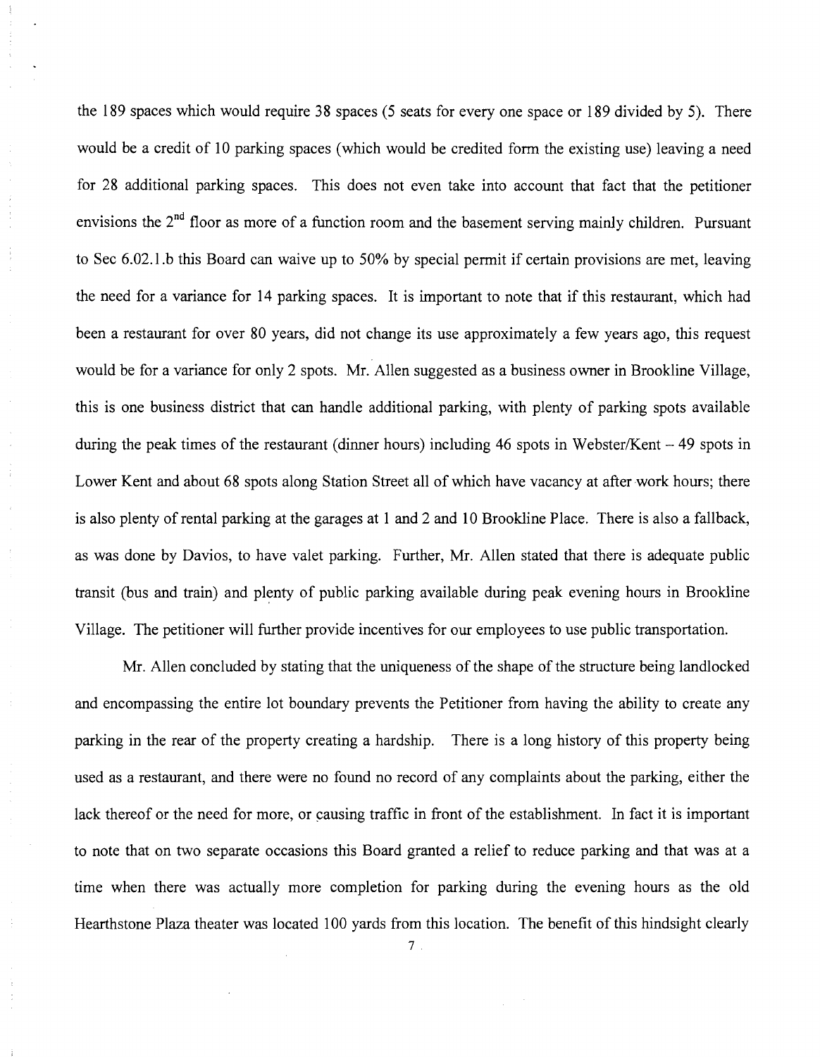the 189 spaces which would require 38 spaces (5 seats for every one space or 189 divided by 5). There would be a credit of 10 parking spaces (which would be credited form the existing use) leaving a need for 28 additional parking spaces. This does not even take into account that fact that the petitioner envisions the 2nd floor as more of a function room and the basement serving mainly children. Pursuant to Sec 6.02.1.b this Board can waive up to 50% by special permit if certain provisions are met, leaving the need for a variance for 14 parking spaces. It is important to note that if this restaurant, which had been a restaurant for over 80 years, did not change its use approximately a few years ago, this request would be for a variance for only 2 spots. Mr. Allen suggested as a business owner in Brookline Village, this is one business district that can handle additional parking, with plenty of parking spots available during the peak times of the restaurant (dinner hours) including 46 spots in Webster/Kent – 49 spots in Lower Kent and about 68 spots along Station Street all of which have vacancy at after work hours; there is also plenty of rental parking at the garages at 1 and 2 and 10 Brookline Place. There is also a fallback, as was done by Davios, to have valet parking. Further, Mr. Allen stated that there is adequate public transit (bus and train) and plenty of public parking available during peak evening hours in Brookline Village. The petitioner will further provide incentives for our employees to use public transportation.

Mr. Allen concluded by stating that the uniqueness of the shape of the structure being landlocked and encompassing the entire lot boundary prevents the Petitioner from having the ability to create any parking in the rear of the property creating a hardship. There is a long history of this property being used as a restaurant, and there were no found no record of any complaints about the parking, either the lack thereof or the need for more, or causing traffic in front of the establishment. In fact it is important to note that on two separate occasions this Board granted a relief to reduce parking and that was at a time when there was actually more completion for parking during the evening hours as the old Hearthstone Plaza theater was located 100 yards from this location. The benefit of this hindsight clearly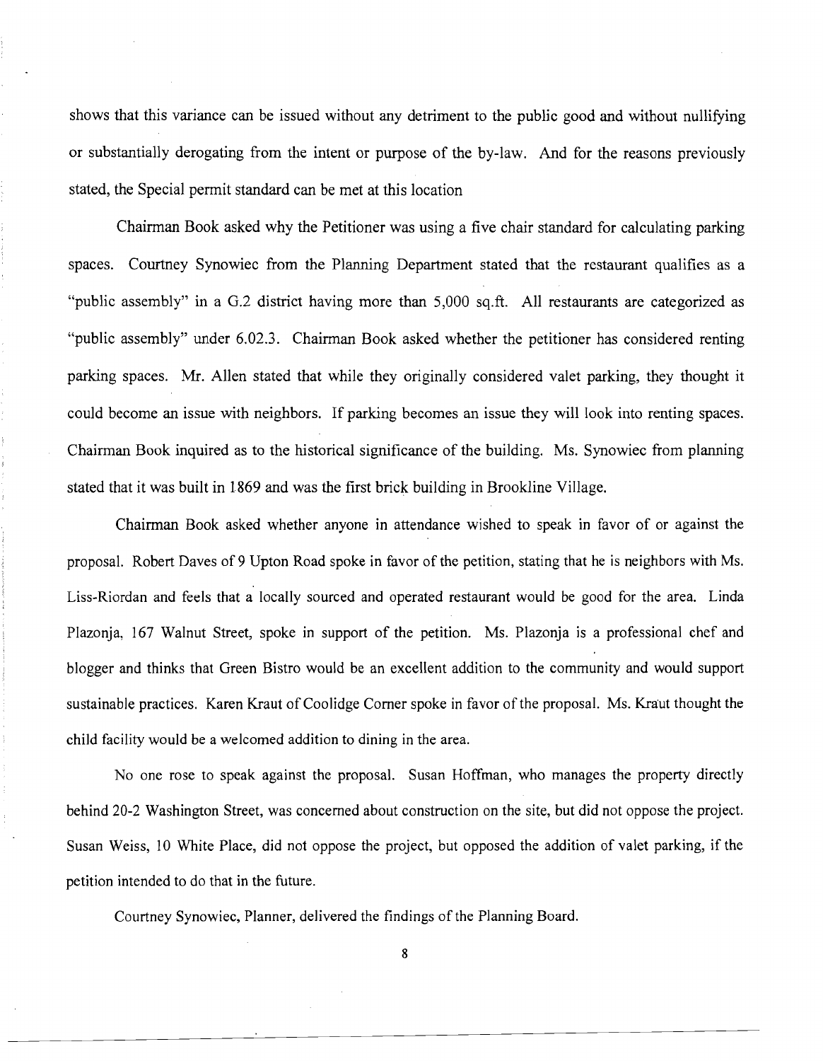shows that this variance can be issued without any detriment to the public good and without nullifying or substantially derogating from the intent or purpose of the by-law. And for the reasons previously stated, the Special permit standard can be met at this location

Chairman Book asked why the Petitioner was using a five chair standard for calculating parking spaces. Courtney Synowiec from the Planning Department stated that the restaurant qualifies as a "public assembly" in a G.2 district having more than 5,000 sq.ft. All restaurants are categorized as "public assembly" under 6.02.3. Chairman Book asked whether the petitioner has considered renting parking spaces. Mr. Allen stated that while they originally considered valet parking, they thought it could become an issue with neighbors. If parking becomes an issue they will look into renting spaces. Chairman Book inquired as to the historical significance of the building. Ms. Synowiec from planning stated that it was built in 1869 and was the first brick building in Brookline Village.

Chairman Book asked whether anyone in attendance wished to speak in favor of or against the proposal. Robert Daves of 9 Upton Road spoke in favor of the petition, stating that he is neighbors with Ms. Liss-Riordan and feels that a locally sourced and operated restaurant would be good for the area. Linda Plazonja, 167 Walnut Street, spoke in support of the petition. Ms. Plazonja is a professional chef and blogger and thinks that Green Bistro would be an excellent addition to the community and would support sustainable practices. Karen Kraut of Coolidge Corner spoke in favor of the proposal. Ms. Kraut thought the child facility would be a welcomed addition to dining in the area.

No one rose to speak against the proposal. Susan Hoffman, who manages the property directly behind 20-2 Washington Street, was concerned about construction on the site, but did not oppose the project. Susan Weiss, 10 White Place, did not oppose the project, but opposed the addition of valet parking, if the petition intended to do that in the future.

Courtney Synowiec, Planner, delivered the findings of the Planning Board.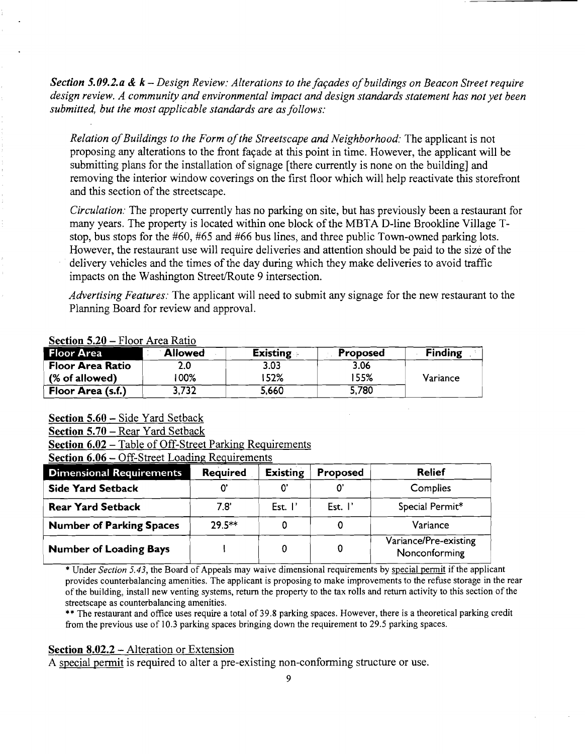***Section 5.09.2.a & k** – Design Review: Alterations to the façades of buildings on Beacon Street require design review. A community and environmental impact and design standards statement has not yet been submitted, but the most applicable standards are as follows:*

*Relation of Buildings to the Form of the Streetscape and Neighborhood:* The applicant is not proposing any alterations to the front façade at this point in time. However, the applicant will be submitting plans for the installation of signage [there currently is none on the building] and removing the interior window coverings on the first floor which will help reactivate this storefront and this section of the streetscape.

*Circulation:* The property currently has no parking on site, but has previously been a restaurant for many years. The property is located within one block of the MBTA D-line Brookline Village T-stop, bus stops for the #60, #65 and #66 bus lines, and three public Town-owned parking lots. However, the restaurant use will require deliveries and attention should be paid to the size of the delivery vehicles and the times of the day during which they make deliveries to avoid traffic impacts on the Washington Street/Route 9 intersection.

*Advertising Features:* The applicant will need to submit any signage for the new restaurant to the Planning Board for review and approval.

**Section 5.20** – Floor Area Ratio

| Floor Area | Allowed | Existing | Proposed | Finding |
|---|---|---|---|---|
| **Floor Area Ratio** | 2.0 | 3.03 | 3.06 | |
| **(% of allowed)** | 100% | 152% | 155% | Variance |
| **Floor Area (s.f.)** | 3,732 | 5,660 | 5,780 | |

**Section 5.60** – Side Yard Setback
**Section 5.70** – Rear Yard Setback
**Section 6.02** – Table of Off-Street Parking Requirements
**Section 6.06** – Off-Street Loading Requirements

| Dimensional Requirements | Required | Existing | Proposed | Relief |
|---|---|---|---|---|
| **Side Yard Setback** | 0' | 0' | 0' | Complies |
| **Rear Yard Setback** | 7.8' | Est. 1' | Est. 1' | Special Permit* |
| **Number of Parking Spaces** | 29.5** | 0 | 0 | Variance |
| **Number of Loading Bays** | 1 | 0 | 0 | Variance/Pre-existing Nonconforming |

\* Under *Section 5.43*, the Board of Appeals may waive dimensional requirements by special permit if the applicant provides counterbalancing amenities. The applicant is proposing to make improvements to the refuse storage in the rear of the building, install new venting systems, return the property to the tax rolls and return activity to this section of the streetscape as counterbalancing amenities.

\*\* The restaurant and office uses require a total of 39.8 parking spaces. However, there is a theoretical parking credit from the previous use of 10.3 parking spaces bringing down the requirement to 29.5 parking spaces.

**Section 8.02.2** – Alteration or Extension

A special permit is required to alter a pre-existing non-conforming structure or use.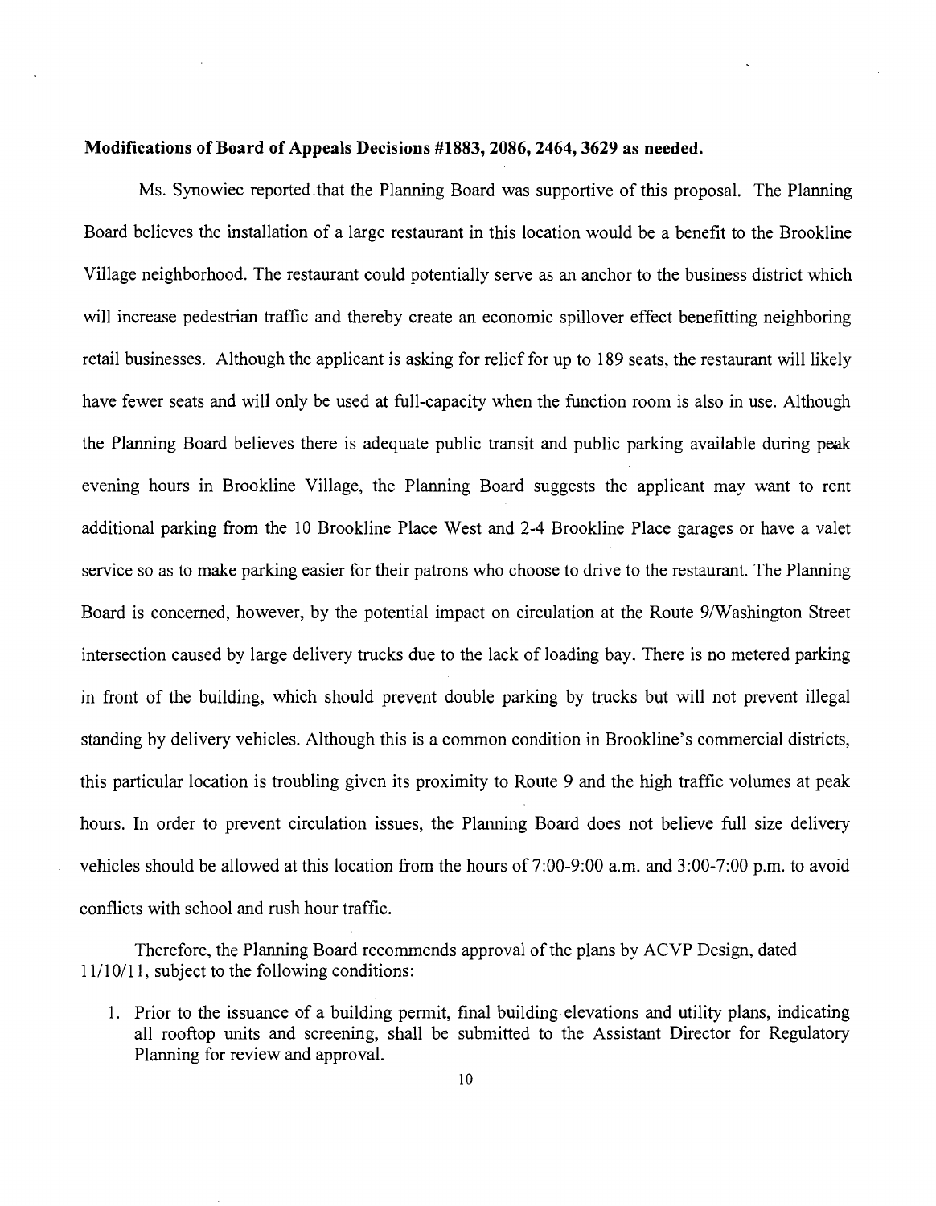**Modifications of Board of Appeals Decisions #1883, 2086, 2464, 3629 as needed.**

Ms. Synowiec reported that the Planning Board was supportive of this proposal. The Planning Board believes the installation of a large restaurant in this location would be a benefit to the Brookline Village neighborhood. The restaurant could potentially serve as an anchor to the business district which will increase pedestrian traffic and thereby create an economic spillover effect benefitting neighboring retail businesses. Although the applicant is asking for relief for up to 189 seats, the restaurant will likely have fewer seats and will only be used at full-capacity when the function room is also in use. Although the Planning Board believes there is adequate public transit and public parking available during peak evening hours in Brookline Village, the Planning Board suggests the applicant may want to rent additional parking from the 10 Brookline Place West and 2-4 Brookline Place garages or have a valet service so as to make parking easier for their patrons who choose to drive to the restaurant. The Planning Board is concerned, however, by the potential impact on circulation at the Route 9/Washington Street intersection caused by large delivery trucks due to the lack of loading bay. There is no metered parking in front of the building, which should prevent double parking by trucks but will not prevent illegal standing by delivery vehicles. Although this is a common condition in Brookline's commercial districts, this particular location is troubling given its proximity to Route 9 and the high traffic volumes at peak hours. In order to prevent circulation issues, the Planning Board does not believe full size delivery vehicles should be allowed at this location from the hours of 7:00-9:00 a.m. and 3:00-7:00 p.m. to avoid conflicts with school and rush hour traffic.

Therefore, the Planning Board recommends approval of the plans by ACVP Design, dated 11/10/11, subject to the following conditions:

1. Prior to the issuance of a building permit, final building elevations and utility plans, indicating all rooftop units and screening, shall be submitted to the Assistant Director for Regulatory Planning for review and approval.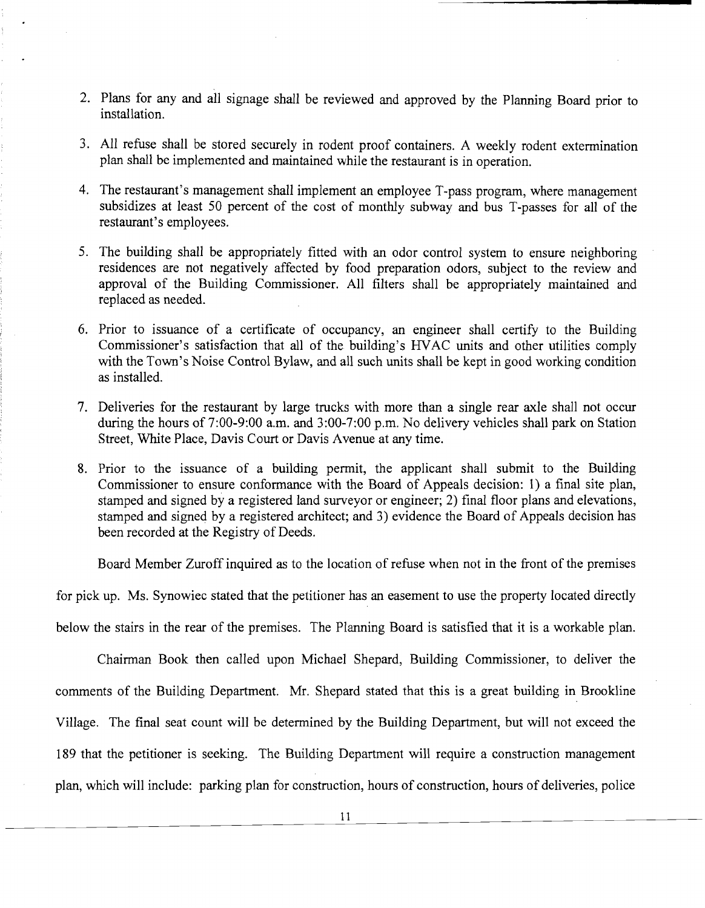2. Plans for any and all signage shall be reviewed and approved by the Planning Board prior to installation.

3. All refuse shall be stored securely in rodent proof containers. A weekly rodent extermination plan shall be implemented and maintained while the restaurant is in operation.

4. The restaurant's management shall implement an employee T-pass program, where management subsidizes at least 50 percent of the cost of monthly subway and bus T-passes for all of the restaurant's employees.

5. The building shall be appropriately fitted with an odor control system to ensure neighboring residences are not negatively affected by food preparation odors, subject to the review and approval of the Building Commissioner. All filters shall be appropriately maintained and replaced as needed.

6. Prior to issuance of a certificate of occupancy, an engineer shall certify to the Building Commissioner's satisfaction that all of the building's HVAC units and other utilities comply with the Town's Noise Control Bylaw, and all such units shall be kept in good working condition as installed.

7. Deliveries for the restaurant by large trucks with more than a single rear axle shall not occur during the hours of 7:00-9:00 a.m. and 3:00-7:00 p.m. No delivery vehicles shall park on Station Street, White Place, Davis Court or Davis Avenue at any time.

8. Prior to the issuance of a building permit, the applicant shall submit to the Building Commissioner to ensure conformance with the Board of Appeals decision: 1) a final site plan, stamped and signed by a registered land surveyor or engineer; 2) final floor plans and elevations, stamped and signed by a registered architect; and 3) evidence the Board of Appeals decision has been recorded at the Registry of Deeds.

Board Member Zuroff inquired as to the location of refuse when not in the front of the premises for pick up. Ms. Synowiec stated that the petitioner has an easement to use the property located directly below the stairs in the rear of the premises. The Planning Board is satisfied that it is a workable plan.

Chairman Book then called upon Michael Shepard, Building Commissioner, to deliver the comments of the Building Department. Mr. Shepard stated that this is a great building in Brookline Village. The final seat count will be determined by the Building Department, but will not exceed the 189 that the petitioner is seeking. The Building Department will require a construction management plan, which will include: parking plan for construction, hours of construction, hours of deliveries, police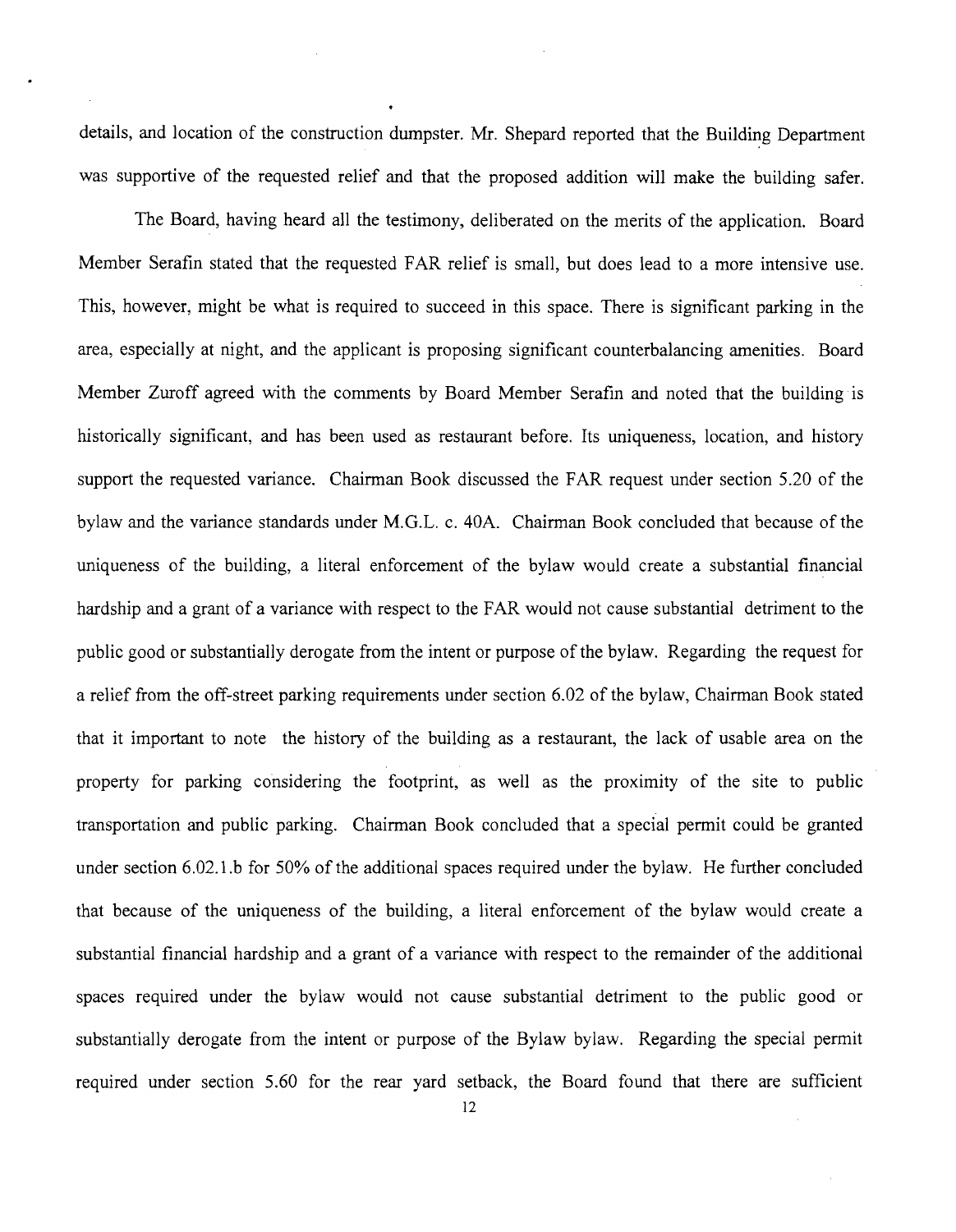details, and location of the construction dumpster. Mr. Shepard reported that the Building Department was supportive of the requested relief and that the proposed addition will make the building safer.

The Board, having heard all the testimony, deliberated on the merits of the application. Board Member Serafin stated that the requested FAR relief is small, but does lead to a more intensive use. This, however, might be what is required to succeed in this space. There is significant parking in the area, especially at night, and the applicant is proposing significant counterbalancing amenities. Board Member Zuroff agreed with the comments by Board Member Serafin and noted that the building is historically significant, and has been used as restaurant before. Its uniqueness, location, and history support the requested variance. Chairman Book discussed the FAR request under section 5.20 of the bylaw and the variance standards under M.G.L. c. 40A. Chairman Book concluded that because of the uniqueness of the building, a literal enforcement of the bylaw would create a substantial financial hardship and a grant of a variance with respect to the FAR would not cause substantial detriment to the public good or substantially derogate from the intent or purpose of the bylaw. Regarding the request for a relief from the off-street parking requirements under section 6.02 of the bylaw, Chairman Book stated that it important to note the history of the building as a restaurant, the lack of usable area on the property for parking considering the footprint, as well as the proximity of the site to public transportation and public parking. Chairman Book concluded that a special permit could be granted under section 6.02.1.b for 50% of the additional spaces required under the bylaw. He further concluded that because of the uniqueness of the building, a literal enforcement of the bylaw would create a substantial financial hardship and a grant of a variance with respect to the remainder of the additional spaces required under the bylaw would not cause substantial detriment to the public good or substantially derogate from the intent or purpose of the Bylaw bylaw. Regarding the special permit required under section 5.60 for the rear yard setback, the Board found that there are sufficient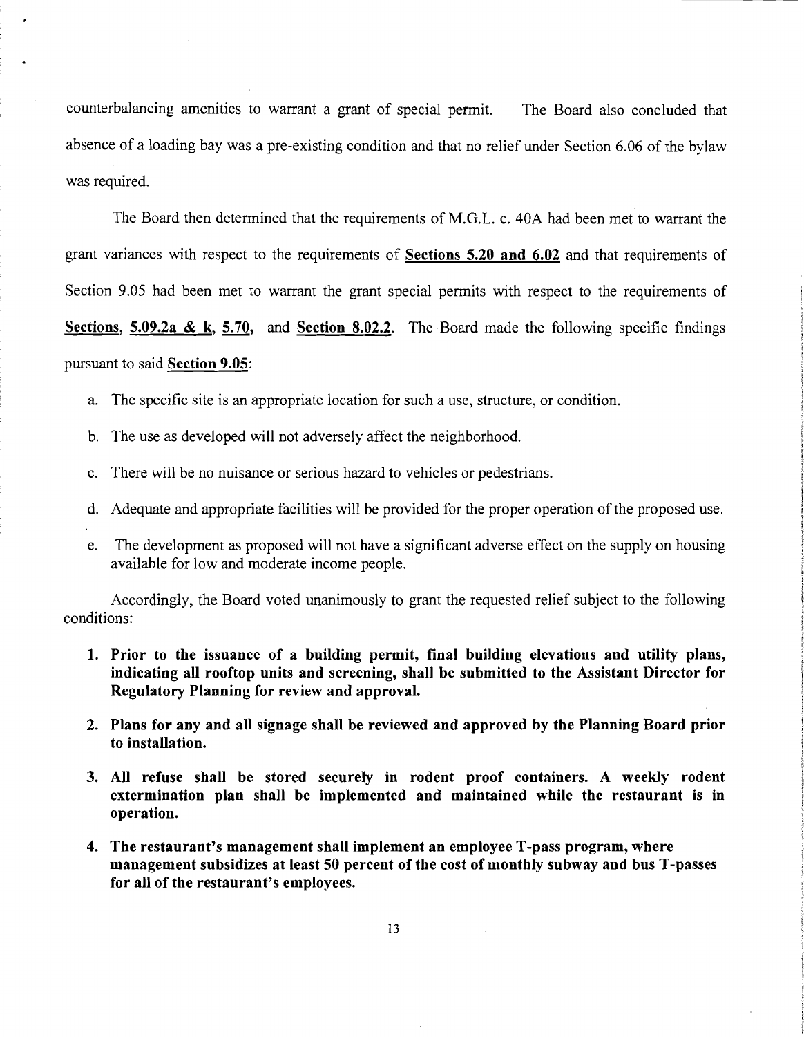counterbalancing amenities to warrant a grant of special permit. The Board also concluded that absence of a loading bay was a pre-existing condition and that no relief under Section 6.06 of the bylaw was required.

The Board then determined that the requirements of M.G.L. c. 40A had been met to warrant the grant variances with respect to the requirements of **Sections 5.20 and 6.02** and that requirements of Section 9.05 had been met to warrant the grant special permits with respect to the requirements of **Sections**, **5.09.2a & k**, **5.70,** and **Section 8.02.2**. The Board made the following specific findings pursuant to said **Section 9.05**:

a. The specific site is an appropriate location for such a use, structure, or condition.

b. The use as developed will not adversely affect the neighborhood.

c. There will be no nuisance or serious hazard to vehicles or pedestrians.

d. Adequate and appropriate facilities will be provided for the proper operation of the proposed use.

e. The development as proposed will not have a significant adverse effect on the supply on housing available for low and moderate income people.

Accordingly, the Board voted unanimously to grant the requested relief subject to the following conditions:

1. **Prior to the issuance of a building permit, final building elevations and utility plans, indicating all rooftop units and screening, shall be submitted to the Assistant Director for Regulatory Planning for review and approval.**

2. **Plans for any and all signage shall be reviewed and approved by the Planning Board prior to installation.**

3. **All refuse shall be stored securely in rodent proof containers. A weekly rodent extermination plan shall be implemented and maintained while the restaurant is in operation.**

4. **The restaurant's management shall implement an employee T-pass program, where management subsidizes at least 50 percent of the cost of monthly subway and bus T-passes for all of the restaurant's employees.**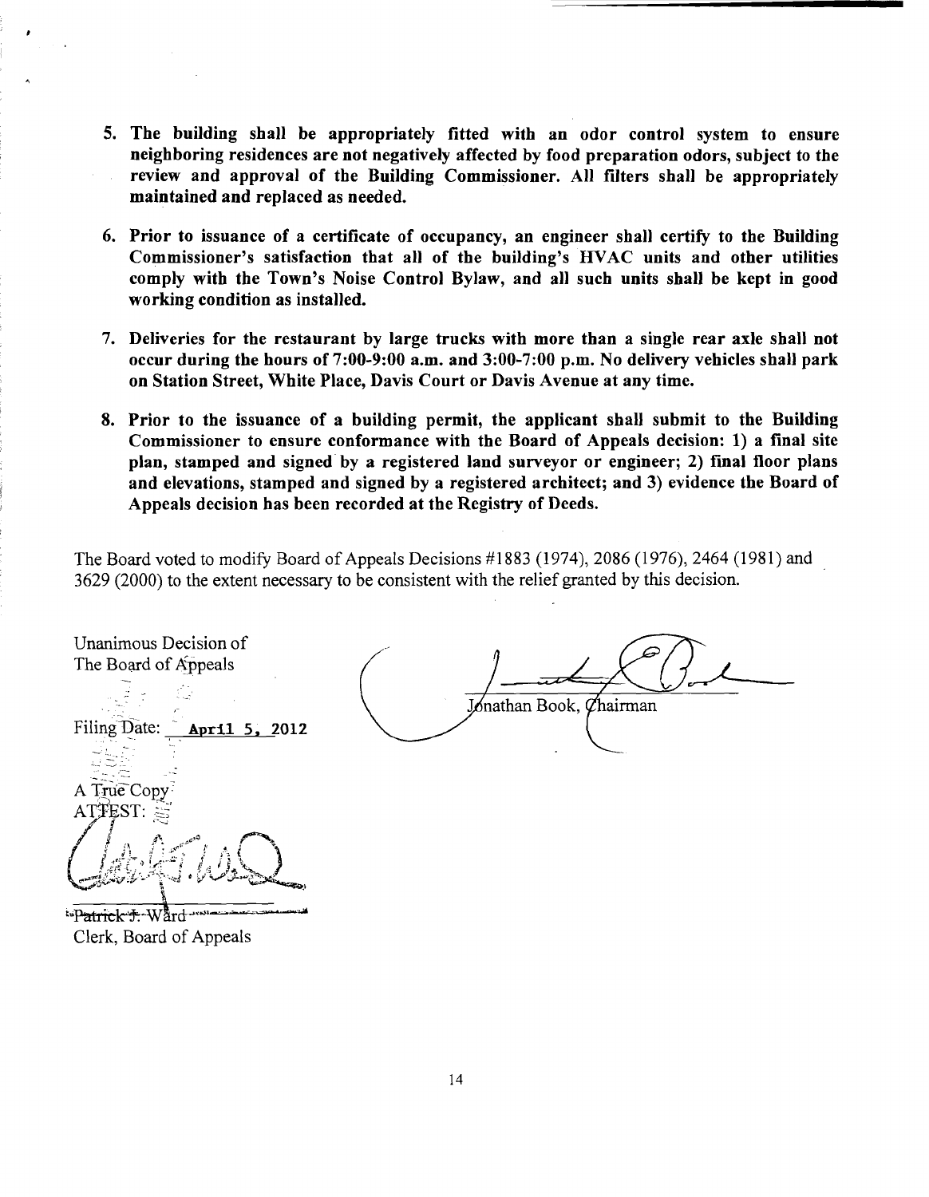**5. The building shall be appropriately fitted with an odor control system to ensure neighboring residences are not negatively affected by food preparation odors, subject to the review and approval of the Building Commissioner. All filters shall be appropriately maintained and replaced as needed.**

**6. Prior to issuance of a certificate of occupancy, an engineer shall certify to the Building Commissioner's satisfaction that all of the building's HVAC units and other utilities comply with the Town's Noise Control Bylaw, and all such units shall be kept in good working condition as installed.**

**7. Deliveries for the restaurant by large trucks with more than a single rear axle shall not occur during the hours of 7:00-9:00 a.m. and 3:00-7:00 p.m. No delivery vehicles shall park on Station Street, White Place, Davis Court or Davis Avenue at any time.**

**8. Prior to the issuance of a building permit, the applicant shall submit to the Building Commissioner to ensure conformance with the Board of Appeals decision: 1) a final site plan, stamped and signed by a registered land surveyor or engineer; 2) final floor plans and elevations, stamped and signed by a registered architect; and 3) evidence the Board of Appeals decision has been recorded at the Registry of Deeds.**

The Board voted to modify Board of Appeals Decisions #1883 (1974), 2086 (1976), 2464 (1981) and 3629 (2000) to the extent necessary to be consistent with the relief granted by this decision.

Unanimous Decision of
The Board of Appeals

Jonathan Book, Chairman

Filing Date: April 5, 2012

A True Copy
ATTEST:

Patrick J. Ward
Clerk, Board of Appeals